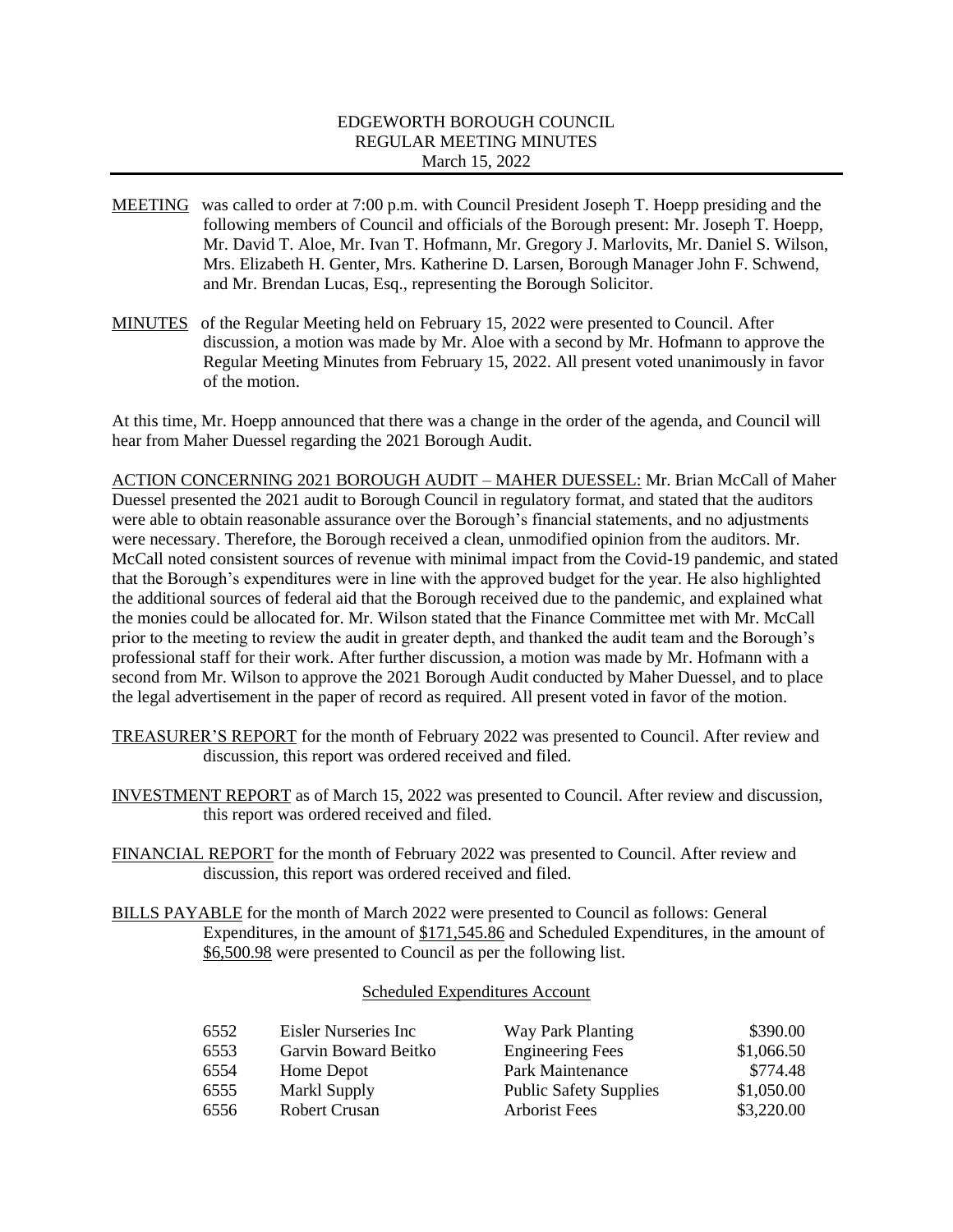EDGEWORTH BOROUGH COUNCIL
REGULAR MEETING MINUTES
March 15, 2022

MEETING was called to order at 7:00 p.m. with Council President Joseph T. Hoepp presiding and the following members of Council and officials of the Borough present: Mr. Joseph T. Hoepp, Mr. David T. Aloe, Mr. Ivan T. Hofmann, Mr. Gregory J. Marlovits, Mr. Daniel S. Wilson, Mrs. Elizabeth H. Genter, Mrs. Katherine D. Larsen, Borough Manager John F. Schwend, and Mr. Brendan Lucas, Esq., representing the Borough Solicitor.

MINUTES of the Regular Meeting held on February 15, 2022 were presented to Council. After discussion, a motion was made by Mr. Aloe with a second by Mr. Hofmann to approve the Regular Meeting Minutes from February 15, 2022. All present voted unanimously in favor of the motion.

At this time, Mr. Hoepp announced that there was a change in the order of the agenda, and Council will hear from Maher Duessel regarding the 2021 Borough Audit.

ACTION CONCERNING 2021 BOROUGH AUDIT – MAHER DUESSEL: Mr. Brian McCall of Maher Duessel presented the 2021 audit to Borough Council in regulatory format, and stated that the auditors were able to obtain reasonable assurance over the Borough's financial statements, and no adjustments were necessary. Therefore, the Borough received a clean, unmodified opinion from the auditors. Mr. McCall noted consistent sources of revenue with minimal impact from the Covid-19 pandemic, and stated that the Borough's expenditures were in line with the approved budget for the year. He also highlighted the additional sources of federal aid that the Borough received due to the pandemic, and explained what the monies could be allocated for. Mr. Wilson stated that the Finance Committee met with Mr. McCall prior to the meeting to review the audit in greater depth, and thanked the audit team and the Borough's professional staff for their work. After further discussion, a motion was made by Mr. Hofmann with a second from Mr. Wilson to approve the 2021 Borough Audit conducted by Maher Duessel, and to place the legal advertisement in the paper of record as required. All present voted in favor of the motion.

TREASURER'S REPORT for the month of February 2022 was presented to Council. After review and discussion, this report was ordered received and filed.

INVESTMENT REPORT as of March 15, 2022 was presented to Council. After review and discussion, this report was ordered received and filed.

FINANCIAL REPORT for the month of February 2022 was presented to Council. After review and discussion, this report was ordered received and filed.

BILLS PAYABLE for the month of March 2022 were presented to Council as follows: General Expenditures, in the amount of $171,545.86 and Scheduled Expenditures, in the amount of $6,500.98 were presented to Council as per the following list.

Scheduled Expenditures Account

| | | | |
|---|---|---|---|
| 6552 | Eisler Nurseries Inc | Way Park Planting | $390.00 |
| 6553 | Garvin Boward Beitko | Engineering Fees | $1,066.50 |
| 6554 | Home Depot | Park Maintenance | $774.48 |
| 6555 | Markl Supply | Public Safety Supplies | $1,050.00 |
| 6556 | Robert Crusan | Arborist Fees | $3,220.00 |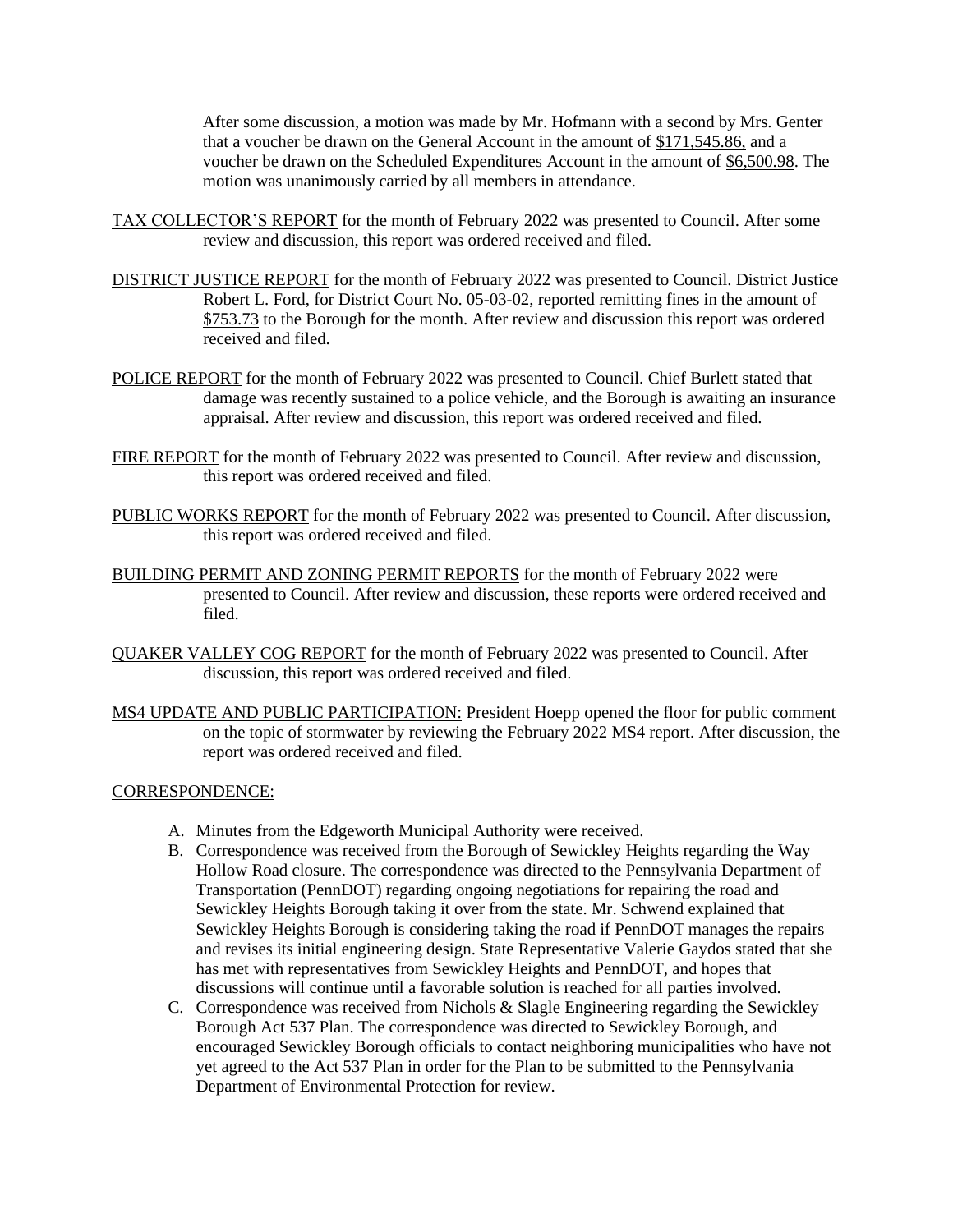After some discussion, a motion was made by Mr. Hofmann with a second by Mrs. Genter that a voucher be drawn on the General Account in the amount of $171,545.86, and a voucher be drawn on the Scheduled Expenditures Account in the amount of $6,500.98. The motion was unanimously carried by all members in attendance.

TAX COLLECTOR'S REPORT for the month of February 2022 was presented to Council. After some review and discussion, this report was ordered received and filed.

DISTRICT JUSTICE REPORT for the month of February 2022 was presented to Council. District Justice Robert L. Ford, for District Court No. 05-03-02, reported remitting fines in the amount of $753.73 to the Borough for the month. After review and discussion this report was ordered received and filed.

POLICE REPORT for the month of February 2022 was presented to Council. Chief Burlett stated that damage was recently sustained to a police vehicle, and the Borough is awaiting an insurance appraisal. After review and discussion, this report was ordered received and filed.

FIRE REPORT for the month of February 2022 was presented to Council. After review and discussion, this report was ordered received and filed.

PUBLIC WORKS REPORT for the month of February 2022 was presented to Council. After discussion, this report was ordered received and filed.

BUILDING PERMIT AND ZONING PERMIT REPORTS for the month of February 2022 were presented to Council. After review and discussion, these reports were ordered received and filed.

QUAKER VALLEY COG REPORT for the month of February 2022 was presented to Council. After discussion, this report was ordered received and filed.

MS4 UPDATE AND PUBLIC PARTICIPATION: President Hoepp opened the floor for public comment on the topic of stormwater by reviewing the February 2022 MS4 report. After discussion, the report was ordered received and filed.

CORRESPONDENCE:

A. Minutes from the Edgeworth Municipal Authority were received.
B. Correspondence was received from the Borough of Sewickley Heights regarding the Way Hollow Road closure. The correspondence was directed to the Pennsylvania Department of Transportation (PennDOT) regarding ongoing negotiations for repairing the road and Sewickley Heights Borough taking it over from the state. Mr. Schwend explained that Sewickley Heights Borough is considering taking the road if PennDOT manages the repairs and revises its initial engineering design. State Representative Valerie Gaydos stated that she has met with representatives from Sewickley Heights and PennDOT, and hopes that discussions will continue until a favorable solution is reached for all parties involved.
C. Correspondence was received from Nichols & Slagle Engineering regarding the Sewickley Borough Act 537 Plan. The correspondence was directed to Sewickley Borough, and encouraged Sewickley Borough officials to contact neighboring municipalities who have not yet agreed to the Act 537 Plan in order for the Plan to be submitted to the Pennsylvania Department of Environmental Protection for review.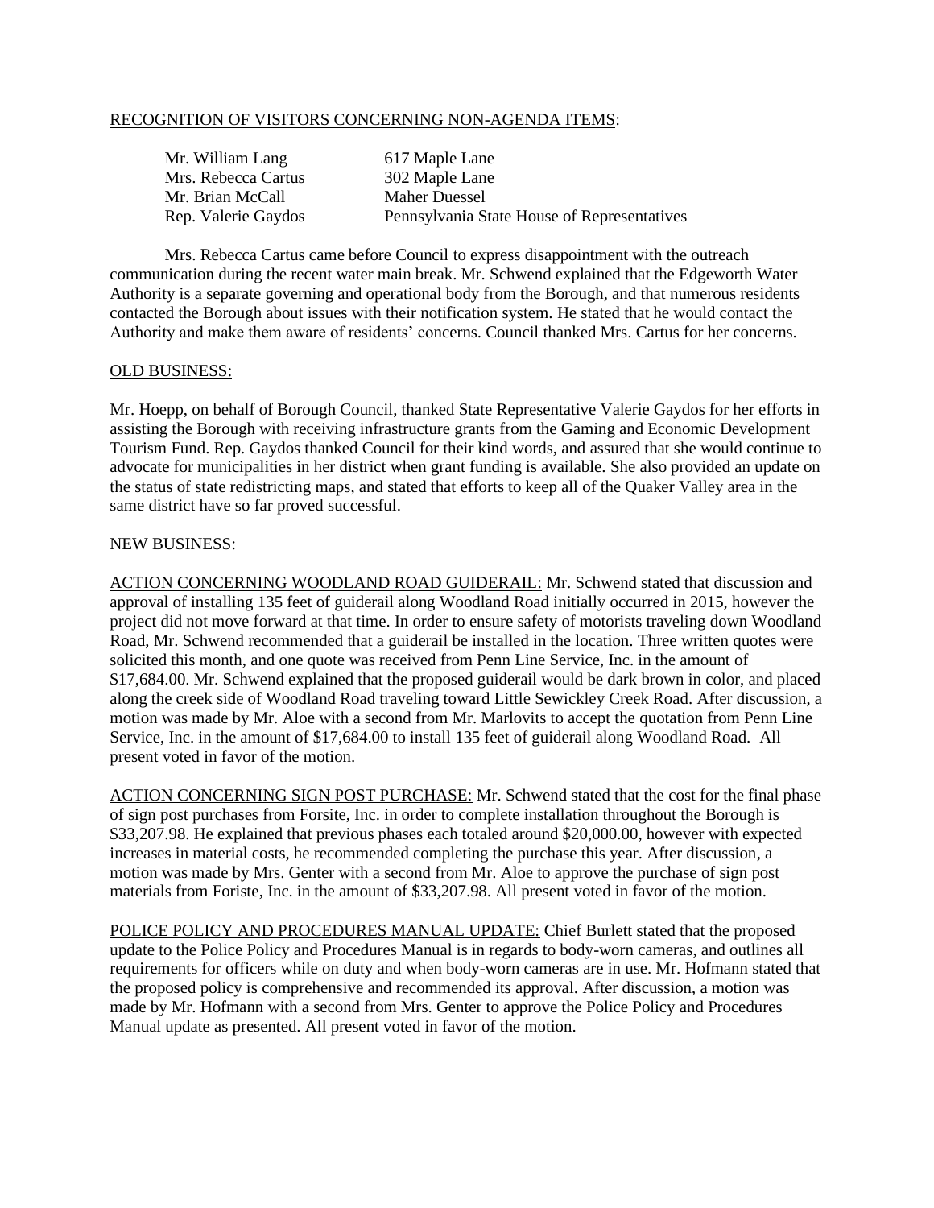RECOGNITION OF VISITORS CONCERNING NON-AGENDA ITEMS:

| | |
|---|---|
| Mr. William Lang | 617 Maple Lane |
| Mrs. Rebecca Cartus | 302 Maple Lane |
| Mr. Brian McCall | Maher Duessel |
| Rep. Valerie Gaydos | Pennsylvania State House of Representatives |

Mrs. Rebecca Cartus came before Council to express disappointment with the outreach communication during the recent water main break. Mr. Schwend explained that the Edgeworth Water Authority is a separate governing and operational body from the Borough, and that numerous residents contacted the Borough about issues with their notification system. He stated that he would contact the Authority and make them aware of residents' concerns. Council thanked Mrs. Cartus for her concerns.

OLD BUSINESS:

Mr. Hoepp, on behalf of Borough Council, thanked State Representative Valerie Gaydos for her efforts in assisting the Borough with receiving infrastructure grants from the Gaming and Economic Development Tourism Fund. Rep. Gaydos thanked Council for their kind words, and assured that she would continue to advocate for municipalities in her district when grant funding is available. She also provided an update on the status of state redistricting maps, and stated that efforts to keep all of the Quaker Valley area in the same district have so far proved successful.

NEW BUSINESS:

ACTION CONCERNING WOODLAND ROAD GUIDERAIL: Mr. Schwend stated that discussion and approval of installing 135 feet of guiderail along Woodland Road initially occurred in 2015, however the project did not move forward at that time. In order to ensure safety of motorists traveling down Woodland Road, Mr. Schwend recommended that a guiderail be installed in the location. Three written quotes were solicited this month, and one quote was received from Penn Line Service, Inc. in the amount of $17,684.00. Mr. Schwend explained that the proposed guiderail would be dark brown in color, and placed along the creek side of Woodland Road traveling toward Little Sewickley Creek Road. After discussion, a motion was made by Mr. Aloe with a second from Mr. Marlovits to accept the quotation from Penn Line Service, Inc. in the amount of $17,684.00 to install 135 feet of guiderail along Woodland Road. All present voted in favor of the motion.

ACTION CONCERNING SIGN POST PURCHASE: Mr. Schwend stated that the cost for the final phase of sign post purchases from Forsite, Inc. in order to complete installation throughout the Borough is $33,207.98. He explained that previous phases each totaled around $20,000.00, however with expected increases in material costs, he recommended completing the purchase this year. After discussion, a motion was made by Mrs. Genter with a second from Mr. Aloe to approve the purchase of sign post materials from Foriste, Inc. in the amount of $33,207.98. All present voted in favor of the motion.

POLICE POLICY AND PROCEDURES MANUAL UPDATE: Chief Burlett stated that the proposed update to the Police Policy and Procedures Manual is in regards to body-worn cameras, and outlines all requirements for officers while on duty and when body-worn cameras are in use. Mr. Hofmann stated that the proposed policy is comprehensive and recommended its approval. After discussion, a motion was made by Mr. Hofmann with a second from Mrs. Genter to approve the Police Policy and Procedures Manual update as presented. All present voted in favor of the motion.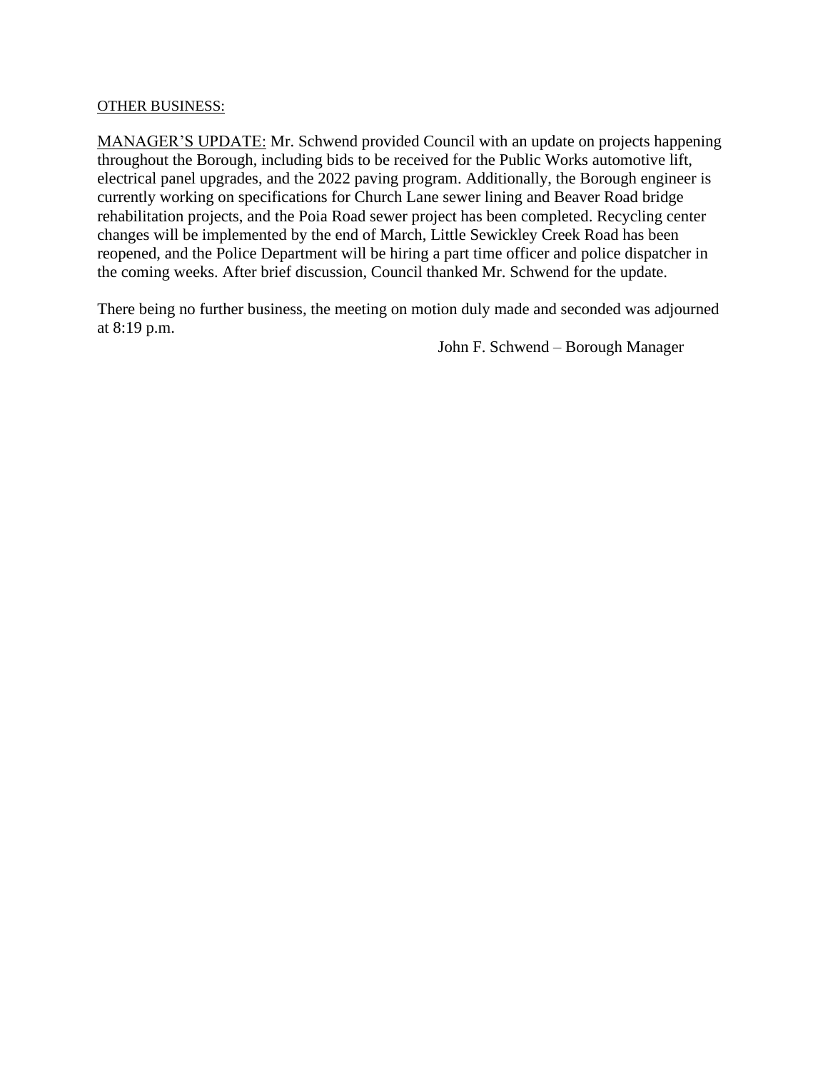<u>OTHER BUSINESS:</u>

<u>MANAGER'S UPDATE:</u> Mr. Schwend provided Council with an update on projects happening throughout the Borough, including bids to be received for the Public Works automotive lift, electrical panel upgrades, and the 2022 paving program. Additionally, the Borough engineer is currently working on specifications for Church Lane sewer lining and Beaver Road bridge rehabilitation projects, and the Poia Road sewer project has been completed. Recycling center changes will be implemented by the end of March, Little Sewickley Creek Road has been reopened, and the Police Department will be hiring a part time officer and police dispatcher in the coming weeks. After brief discussion, Council thanked Mr. Schwend for the update.

There being no further business, the meeting on motion duly made and seconded was adjourned at 8:19 p.m.

John F. Schwend – Borough Manager